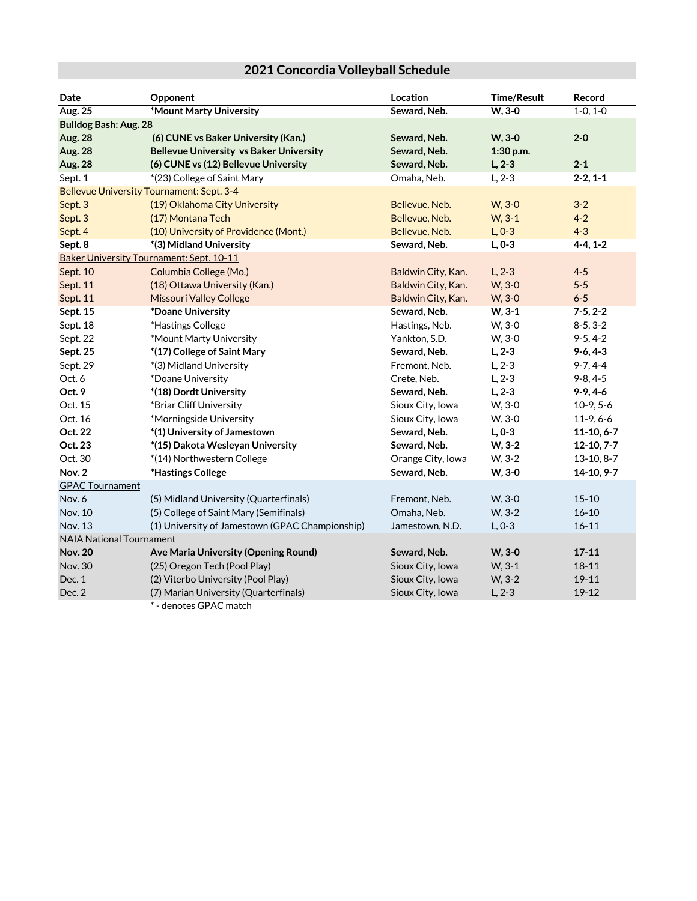# 2021 Concordia Volleyball Schedule

| Date | Opponent | Location | Time/Result | Record |
|---|---|---|---|---|
| **Aug. 25** | ***Mount Marty University** | **Seward, Neb.** | **W, 3-0** | 1-0, 1-0 |
| **Bulldog Bash: Aug. 28** | | | | |
| **Aug. 28** | **(6) CUNE vs Baker University (Kan.)** | **Seward, Neb.** | **W, 3-0** | **2-0** |
| **Aug. 28** | **Bellevue University vs Baker University** | **Seward, Neb.** | **1:30 p.m.** | |
| **Aug. 28** | **(6) CUNE vs (12) Bellevue University** | **Seward, Neb.** | **L, 2-3** | **2-1** |
| Sept. 1 | *(23) College of Saint Mary | Omaha, Neb. | L, 2-3 | **2-2, 1-1** |
| Bellevue University Tournament: Sept. 3-4 | | | | |
| Sept. 3 | (19) Oklahoma City University | Bellevue, Neb. | W, 3-0 | 3-2 |
| Sept. 3 | (17) Montana Tech | Bellevue, Neb. | W, 3-1 | 4-2 |
| Sept. 4 | (10) University of Providence (Mont.) | Bellevue, Neb. | L, 0-3 | 4-3 |
| **Sept. 8** | ***(3) Midland University** | **Seward, Neb.** | **L, 0-3** | **4-4, 1-2** |
| Baker University Tournament: Sept. 10-11 | | | | |
| Sept. 10 | Columbia College (Mo.) | Baldwin City, Kan. | L, 2-3 | 4-5 |
| Sept. 11 | (18) Ottawa University (Kan.) | Baldwin City, Kan. | W, 3-0 | 5-5 |
| Sept. 11 | Missouri Valley College | Baldwin City, Kan. | W, 3-0 | 6-5 |
| **Sept. 15** | ***Doane University** | **Seward, Neb.** | **W, 3-1** | **7-5, 2-2** |
| Sept. 18 | *Hastings College | Hastings, Neb. | W, 3-0 | 8-5, 3-2 |
| Sept. 22 | *Mount Marty University | Yankton, S.D. | W, 3-0 | 9-5, 4-2 |
| **Sept. 25** | ***(17) College of Saint Mary** | **Seward, Neb.** | **L, 2-3** | **9-6, 4-3** |
| Sept. 29 | *(3) Midland University | Fremont, Neb. | L, 2-3 | 9-7, 4-4 |
| Oct. 6 | *Doane University | Crete, Neb. | L, 2-3 | 9-8, 4-5 |
| **Oct. 9** | ***(18) Dordt University** | **Seward, Neb.** | **L, 2-3** | **9-9, 4-6** |
| Oct. 15 | *Briar Cliff University | Sioux City, Iowa | W, 3-0 | 10-9, 5-6 |
| Oct. 16 | *Morningside University | Sioux City, Iowa | W, 3-0 | 11-9, 6-6 |
| **Oct. 22** | ***(1) University of Jamestown** | **Seward, Neb.** | **L, 0-3** | **11-10, 6-7** |
| **Oct. 23** | ***(15) Dakota Wesleyan University** | **Seward, Neb.** | **W, 3-2** | **12-10, 7-7** |
| Oct. 30 | *(14) Northwestern College | Orange City, Iowa | W, 3-2 | 13-10, 8-7 |
| **Nov. 2** | ***Hastings College** | **Seward, Neb.** | **W, 3-0** | **14-10, 9-7** |
| GPAC Tournament | | | | |
| Nov. 6 | (5) Midland University (Quarterfinals) | Fremont, Neb. | W, 3-0 | 15-10 |
| Nov. 10 | (5) College of Saint Mary (Semifinals) | Omaha, Neb. | W, 3-2 | 16-10 |
| Nov. 13 | (1) University of Jamestown (GPAC Championship) | Jamestown, N.D. | L, 0-3 | 16-11 |
| NAIA National Tournament | | | | |
| **Nov. 20** | **Ave Maria University (Opening Round)** | **Seward, Neb.** | **W, 3-0** | **17-11** |
| Nov. 30 | (25) Oregon Tech (Pool Play) | Sioux City, Iowa | W, 3-1 | 18-11 |
| Dec. 1 | (2) Viterbo University (Pool Play) | Sioux City, Iowa | W, 3-2 | 19-11 |
| Dec. 2 | (7) Marian University (Quarterfinals) | Sioux City, Iowa | L, 2-3 | 19-12 |

* - denotes GPAC match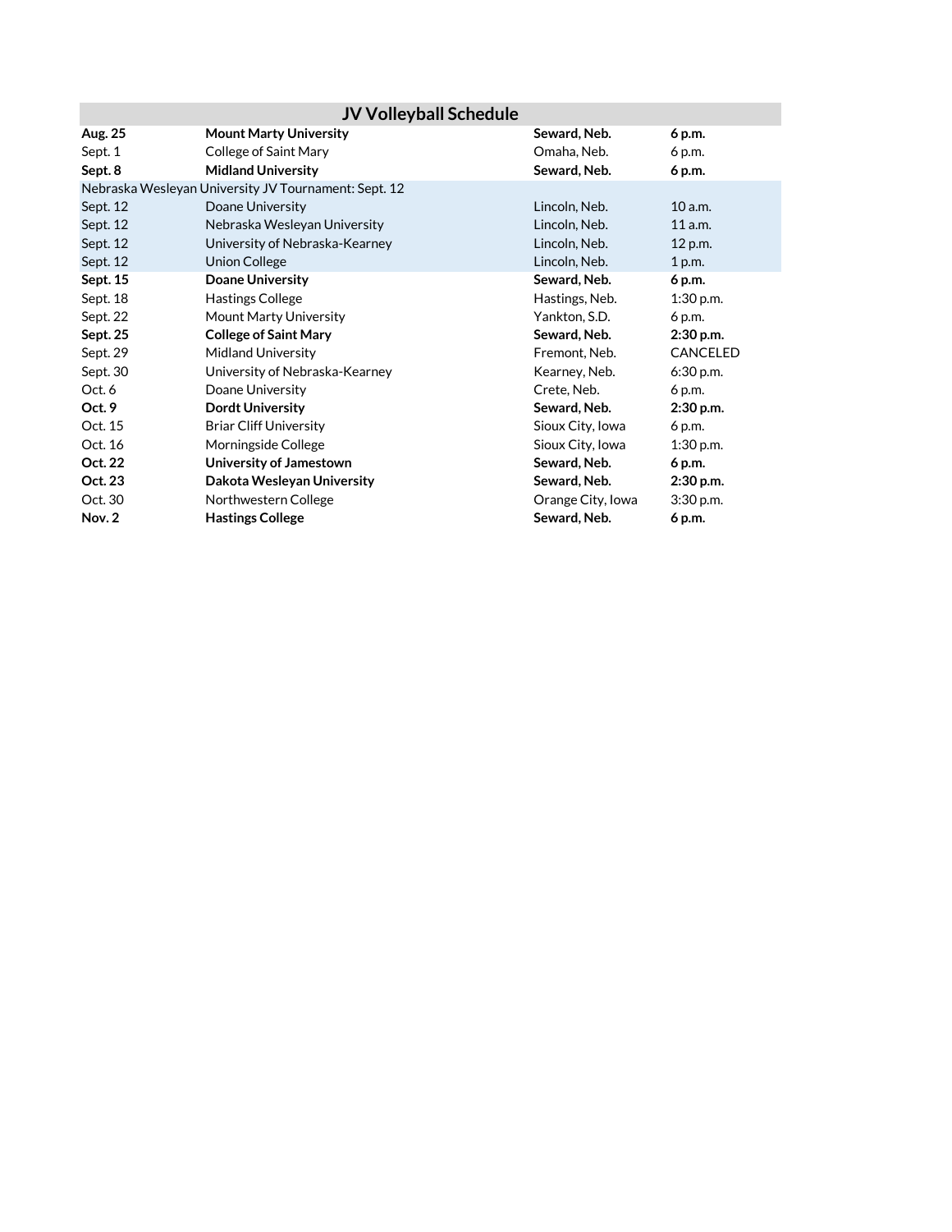## JV Volleyball Schedule

| | | | |
|---|---|---|---|
| **Aug. 25** | **Mount Marty University** | **Seward, Neb.** | **6 p.m.** |
| Sept. 1 | College of Saint Mary | Omaha, Neb. | 6 p.m. |
| **Sept. 8** | **Midland University** | **Seward, Neb.** | **6 p.m.** |
| Nebraska Wesleyan University JV Tournament: Sept. 12 | | | |
| Sept. 12 | Doane University | Lincoln, Neb. | 10 a.m. |
| Sept. 12 | Nebraska Wesleyan University | Lincoln, Neb. | 11 a.m. |
| Sept. 12 | University of Nebraska-Kearney | Lincoln, Neb. | 12 p.m. |
| Sept. 12 | Union College | Lincoln, Neb. | 1 p.m. |
| **Sept. 15** | **Doane University** | **Seward, Neb.** | **6 p.m.** |
| Sept. 18 | Hastings College | Hastings, Neb. | 1:30 p.m. |
| Sept. 22 | Mount Marty University | Yankton, S.D. | 6 p.m. |
| **Sept. 25** | **College of Saint Mary** | **Seward, Neb.** | **2:30 p.m.** |
| Sept. 29 | Midland University | Fremont, Neb. | CANCELED |
| Sept. 30 | University of Nebraska-Kearney | Kearney, Neb. | 6:30 p.m. |
| Oct. 6 | Doane University | Crete, Neb. | 6 p.m. |
| **Oct. 9** | **Dordt University** | **Seward, Neb.** | **2:30 p.m.** |
| Oct. 15 | Briar Cliff University | Sioux City, Iowa | 6 p.m. |
| Oct. 16 | Morningside College | Sioux City, Iowa | 1:30 p.m. |
| **Oct. 22** | **University of Jamestown** | **Seward, Neb.** | **6 p.m.** |
| **Oct. 23** | **Dakota Wesleyan University** | **Seward, Neb.** | **2:30 p.m.** |
| Oct. 30 | Northwestern College | Orange City, Iowa | 3:30 p.m. |
| **Nov. 2** | **Hastings College** | **Seward, Neb.** | **6 p.m.** |